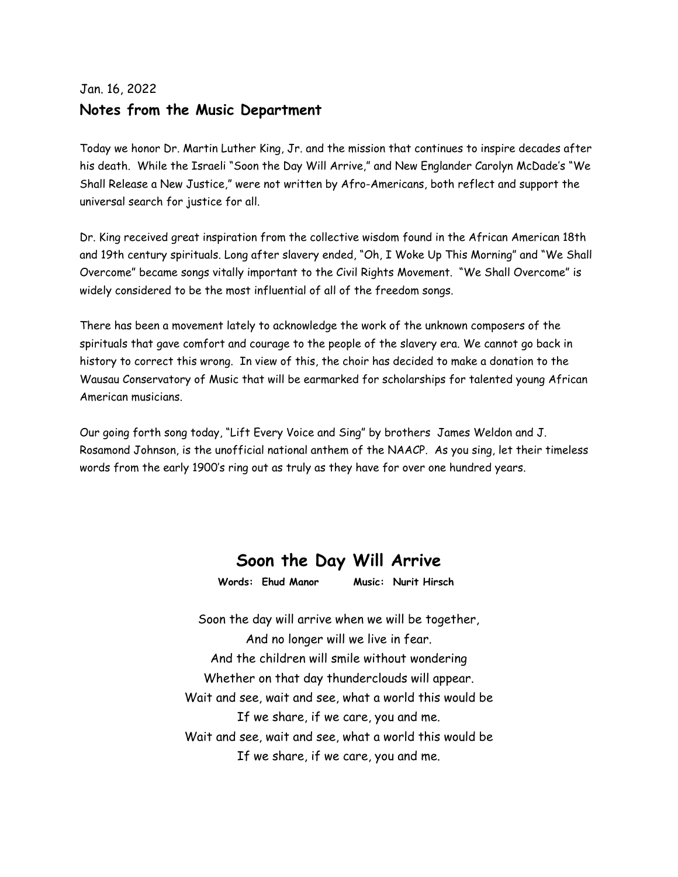Jan. 16, 2022

## Notes from the Music Department

Today we honor Dr. Martin Luther King, Jr. and the mission that continues to inspire decades after his death. While the Israeli "Soon the Day Will Arrive," and New Englander Carolyn McDade's "We Shall Release a New Justice," were not written by Afro-Americans, both reflect and support the universal search for justice for all.

Dr. King received great inspiration from the collective wisdom found in the African American 18th and 19th century spirituals. Long after slavery ended, "Oh, I Woke Up This Morning" and "We Shall Overcome" became songs vitally important to the Civil Rights Movement. "We Shall Overcome" is widely considered to be the most influential of all of the freedom songs.

There has been a movement lately to acknowledge the work of the unknown composers of the spirituals that gave comfort and courage to the people of the slavery era. We cannot go back in history to correct this wrong. In view of this, the choir has decided to make a donation to the Wausau Conservatory of Music that will be earmarked for scholarships for talented young African American musicians.

Our going forth song today, "Lift Every Voice and Sing" by brothers James Weldon and J. Rosamond Johnson, is the unofficial national anthem of the NAACP. As you sing, let their timeless words from the early 1900's ring out as truly as they have for over one hundred years.

## Soon the Day Will Arrive

**Words: Ehud Manor** **Music: Nurit Hirsch**

Soon the day will arrive when we will be together,
And no longer will we live in fear.
And the children will smile without wondering
Whether on that day thunderclouds will appear.
Wait and see, wait and see, what a world this would be
If we share, if we care, you and me.
Wait and see, wait and see, what a world this would be
If we share, if we care, you and me.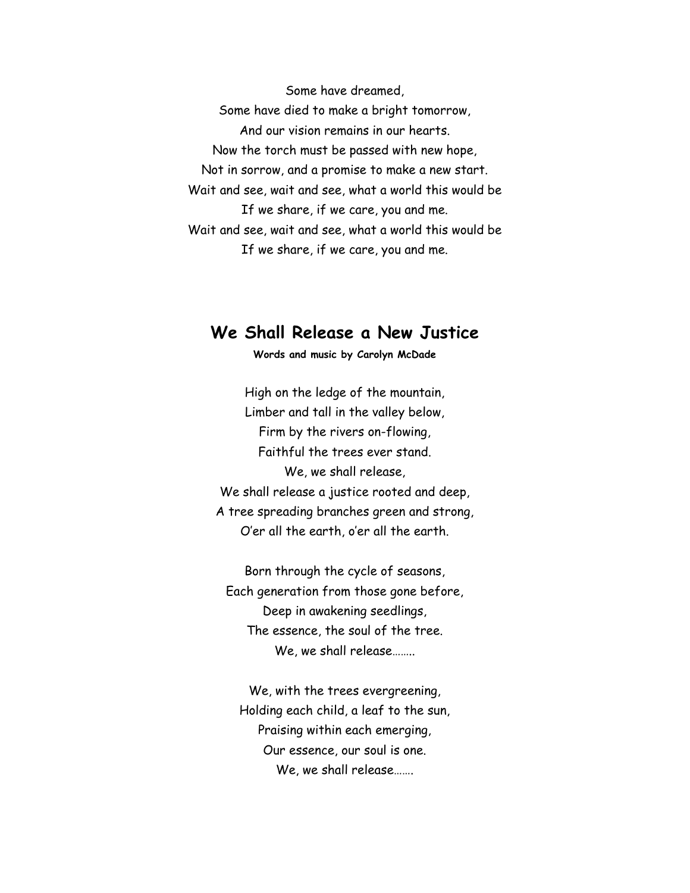Some have dreamed,
Some have died to make a bright tomorrow,
And our vision remains in our hearts.
Now the torch must be passed with new hope,
Not in sorrow, and a promise to make a new start.
Wait and see, wait and see, what a world this would be
If we share, if we care, you and me.
Wait and see, wait and see, what a world this would be
If we share, if we care, you and me.

## We Shall Release a New Justice

**Words and music by Carolyn McDade**

High on the ledge of the mountain,
Limber and tall in the valley below,
Firm by the rivers on-flowing,
Faithful the trees ever stand.
We, we shall release,
We shall release a justice rooted and deep,
A tree spreading branches green and strong,
O'er all the earth, o'er all the earth.

Born through the cycle of seasons,
Each generation from those gone before,
Deep in awakening seedlings,
The essence, the soul of the tree.
We, we shall release……..

We, with the trees evergreening,
Holding each child, a leaf to the sun,
Praising within each emerging,
Our essence, our soul is one.
We, we shall release…….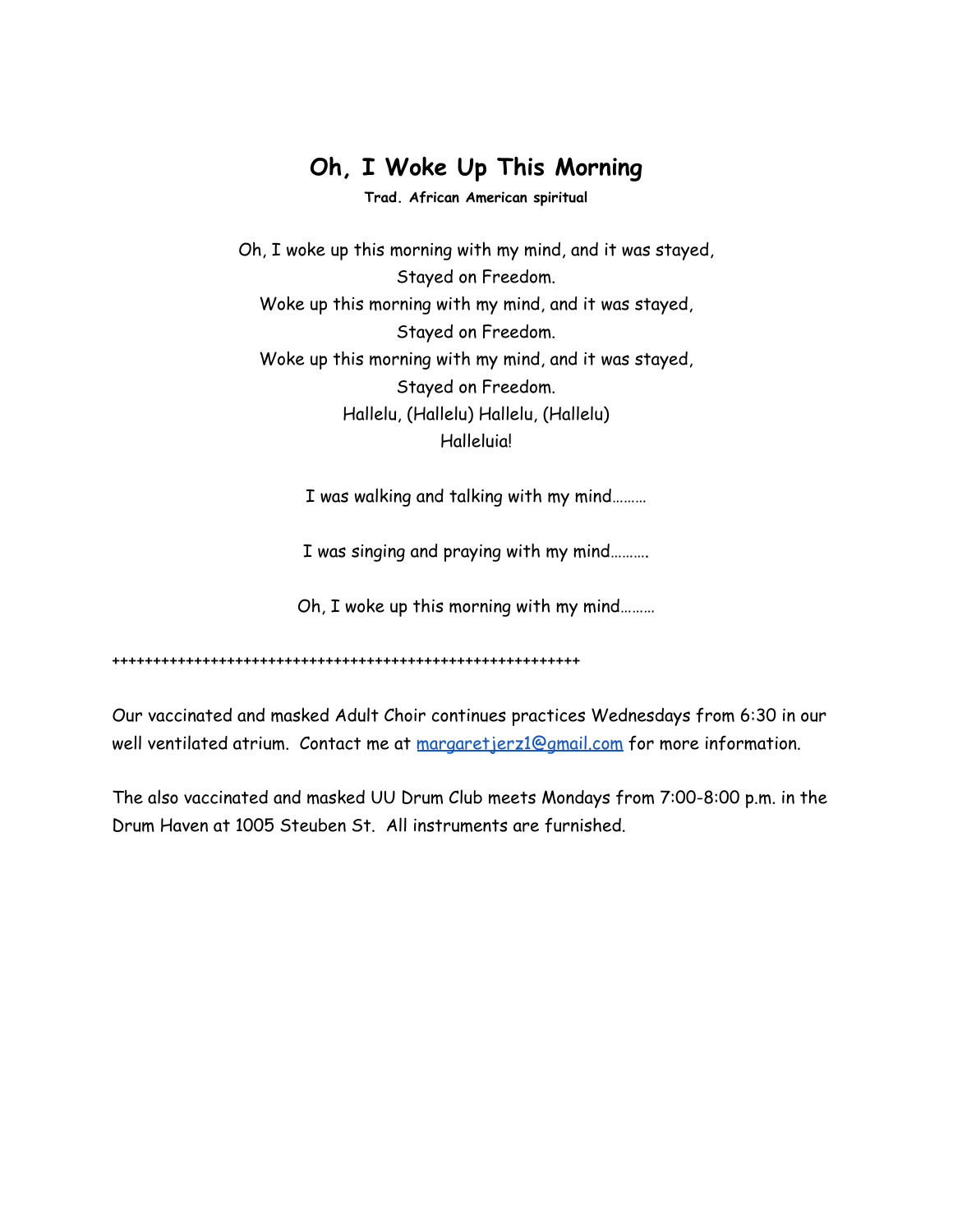# Oh, I Woke Up This Morning

**Trad. African American spiritual**

Oh, I woke up this morning with my mind, and it was stayed,
Stayed on Freedom.
Woke up this morning with my mind, and it was stayed,
Stayed on Freedom.
Woke up this morning with my mind, and it was stayed,
Stayed on Freedom.
Hallelu, (Hallelu) Hallelu, (Hallelu)
Halleluia!

I was walking and talking with my mind………

I was singing and praying with my mind……….

Oh, I woke up this morning with my mind………

++++++++++++++++++++++++++++++++++++++++++++++++++++++++++

Our vaccinated and masked Adult Choir continues practices Wednesdays from 6:30 in our well ventilated atrium. Contact me at [margaretjerz1@gmail.com](mailto:margaretjerz1@gmail.com) for more information.

The also vaccinated and masked UU Drum Club meets Mondays from 7:00-8:00 p.m. in the Drum Haven at 1005 Steuben St. All instruments are furnished.